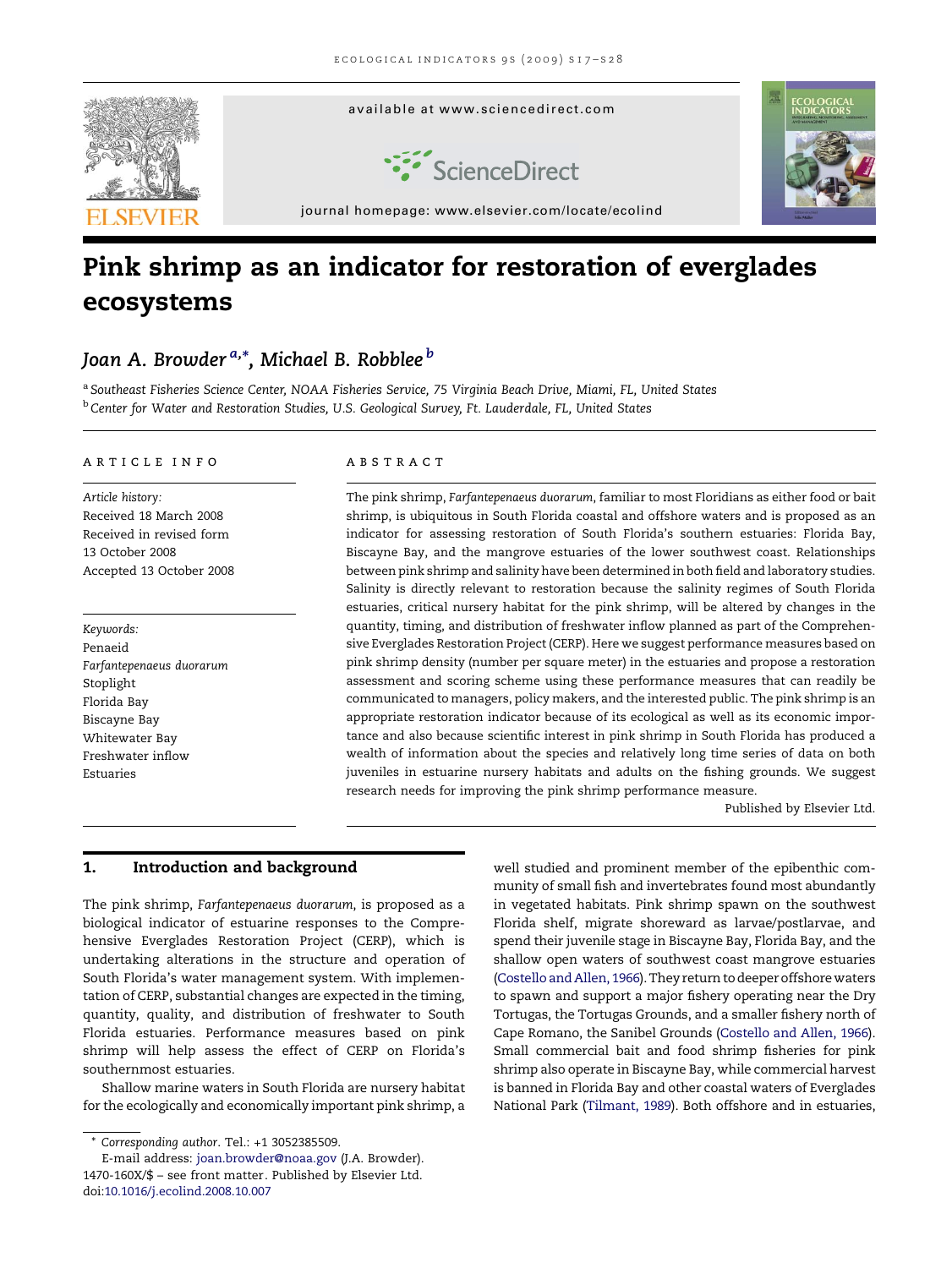# Pink shrimp as an indicator for restoration of everglades ecosystems

*Joan A. Browder* [a,*], *Michael B. Robblee* [b]

[a] Southeast Fisheries Science Center, NOAA Fisheries Service, 75 Virginia Beach Drive, Miami, FL, United States

[b] Center for Water and Restoration Studies, U.S. Geological Survey, Ft. Lauderdale, FL, United States

**ARTICLE INFO**

*Article history:*
Received 18 March 2008
Received in revised form 13 October 2008
Accepted 13 October 2008

*Keywords:*
Penaeid
*Farfantepenaeus duorarum*
Stoplight
Florida Bay
Biscayne Bay
Whitewater Bay
Freshwater inflow
Estuaries

**ABSTRACT**

The pink shrimp, *Farfantepenaeus duorarum*, familiar to most Floridians as either food or bait shrimp, is ubiquitous in South Florida coastal and offshore waters and is proposed as an indicator for assessing restoration of South Florida's southern estuaries: Florida Bay, Biscayne Bay, and the mangrove estuaries of the lower southwest coast. Relationships between pink shrimp and salinity have been determined in both field and laboratory studies. Salinity is directly relevant to restoration because the salinity regimes of South Florida estuaries, critical nursery habitat for the pink shrimp, will be altered by changes in the quantity, timing, and distribution of freshwater inflow planned as part of the Comprehensive Everglades Restoration Project (CERP). Here we suggest performance measures based on pink shrimp density (number per square meter) in the estuaries and propose a restoration assessment and scoring scheme using these performance measures that can readily be communicated to managers, policy makers, and the interested public. The pink shrimp is an appropriate restoration indicator because of its ecological as well as its economic importance and also because scientific interest in pink shrimp in South Florida has produced a wealth of information about the species and relatively long time series of data on both juveniles in estuarine nursery habitats and adults on the fishing grounds. We suggest research needs for improving the pink shrimp performance measure.

Published by Elsevier Ltd.

## 1. Introduction and background

The pink shrimp, *Farfantepenaeus duorarum*, is proposed as a biological indicator of estuarine responses to the Comprehensive Everglades Restoration Project (CERP), which is undertaking alterations in the structure and operation of South Florida's water management system. With implementation of CERP, substantial changes are expected in the timing, quantity, quality, and distribution of freshwater to South Florida estuaries. Performance measures based on pink shrimp will help assess the effect of CERP on Florida's southernmost estuaries.

Shallow marine waters in South Florida are nursery habitat for the ecologically and economically important pink shrimp, a well studied and prominent member of the epibenthic community of small fish and invertebrates found most abundantly in vegetated habitats. Pink shrimp spawn on the southwest Florida shelf, migrate shoreward as larvae/postlarvae, and spend their juvenile stage in Biscayne Bay, Florida Bay, and the shallow open waters of southwest coast mangrove estuaries (Costello and Allen, 1966). They return to deeper offshore waters to spawn and support a major fishery operating near the Dry Tortugas, the Tortugas Grounds, and a smaller fishery north of Cape Romano, the Sanibel Grounds (Costello and Allen, 1966). Small commercial bait and food shrimp fisheries for pink shrimp also operate in Biscayne Bay, while commercial harvest is banned in Florida Bay and other coastal waters of Everglades National Park (Tilmant, 1989). Both offshore and in estuaries,

\* Corresponding author. Tel.: +1 3052385509.
E-mail address: joan.browder@noaa.gov (J.A. Browder).
1470-160X/$ – see front matter. Published by Elsevier Ltd.
doi:10.1016/j.ecolind.2008.10.007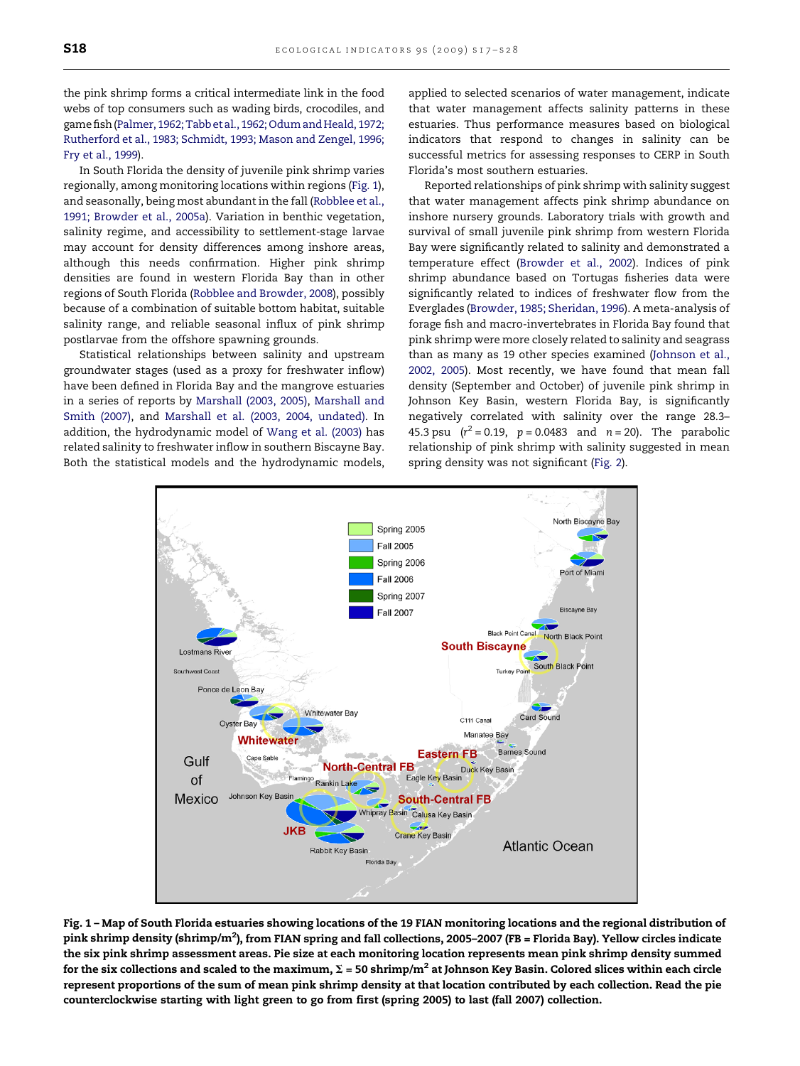the pink shrimp forms a critical intermediate link in the food webs of top consumers such as wading birds, crocodiles, and game fish (Palmer, 1962; Tabb et al., 1962; Odum and Heald, 1972; Rutherford et al., 1983; Schmidt, 1993; Mason and Zengel, 1996; Fry et al., 1999).

In South Florida the density of juvenile pink shrimp varies regionally, among monitoring locations within regions (Fig. 1), and seasonally, being most abundant in the fall (Robblee et al., 1991; Browder et al., 2005a). Variation in benthic vegetation, salinity regime, and accessibility to settlement-stage larvae may account for density differences among inshore areas, although this needs confirmation. Higher pink shrimp densities are found in western Florida Bay than in other regions of South Florida (Robblee and Browder, 2008), possibly because of a combination of suitable bottom habitat, suitable salinity range, and reliable seasonal influx of pink shrimp postlarvae from the offshore spawning grounds.

Statistical relationships between salinity and upstream groundwater stages (used as a proxy for freshwater inflow) have been defined in Florida Bay and the mangrove estuaries in a series of reports by Marshall (2003, 2005), Marshall and Smith (2007), and Marshall et al. (2003, 2004, undated). In addition, the hydrodynamic model of Wang et al. (2003) has related salinity to freshwater inflow in southern Biscayne Bay. Both the statistical models and the hydrodynamic models, applied to selected scenarios of water management, indicate that water management affects salinity patterns in these estuaries. Thus performance measures based on biological indicators that respond to changes in salinity can be successful metrics for assessing responses to CERP in South Florida's most southern estuaries.

Reported relationships of pink shrimp with salinity suggest that water management affects pink shrimp abundance on inshore nursery grounds. Laboratory trials with growth and survival of small juvenile pink shrimp from western Florida Bay were significantly related to salinity and demonstrated a temperature effect (Browder et al., 2002). Indices of pink shrimp abundance based on Tortugas fisheries data were significantly related to indices of freshwater flow from the Everglades (Browder, 1985; Sheridan, 1996). A meta-analysis of forage fish and macro-invertebrates in Florida Bay found that pink shrimp were more closely related to salinity and seagrass than as many as 19 other species examined (Johnson et al., 2002, 2005). Most recently, we have found that mean fall density (September and October) of juvenile pink shrimp in Johnson Key Basin, western Florida Bay, is significantly negatively correlated with salinity over the range 28.3–45.3 psu ($r^2 = 0.19$, $p = 0.0483$ and $n = 20$). The parabolic relationship of pink shrimp with salinity suggested in mean spring density was not significant (Fig. 2).

**Fig. 1 – Map of South Florida estuaries showing locations of the 19 FIAN monitoring locations and the regional distribution of pink shrimp density (shrimp/m$^2$), from FIAN spring and fall collections, 2005–2007 (FB = Florida Bay). Yellow circles indicate the six pink shrimp assessment areas. Pie size at each monitoring location represents mean pink shrimp density summed for the six collections and scaled to the maximum, $\Sigma = 50$ shrimp/m$^2$ at Johnson Key Basin. Colored slices within each circle represent proportions of the sum of mean pink shrimp density at that location contributed by each collection. Read the pie counterclockwise starting with light green to go from first (spring 2005) to last (fall 2007) collection.**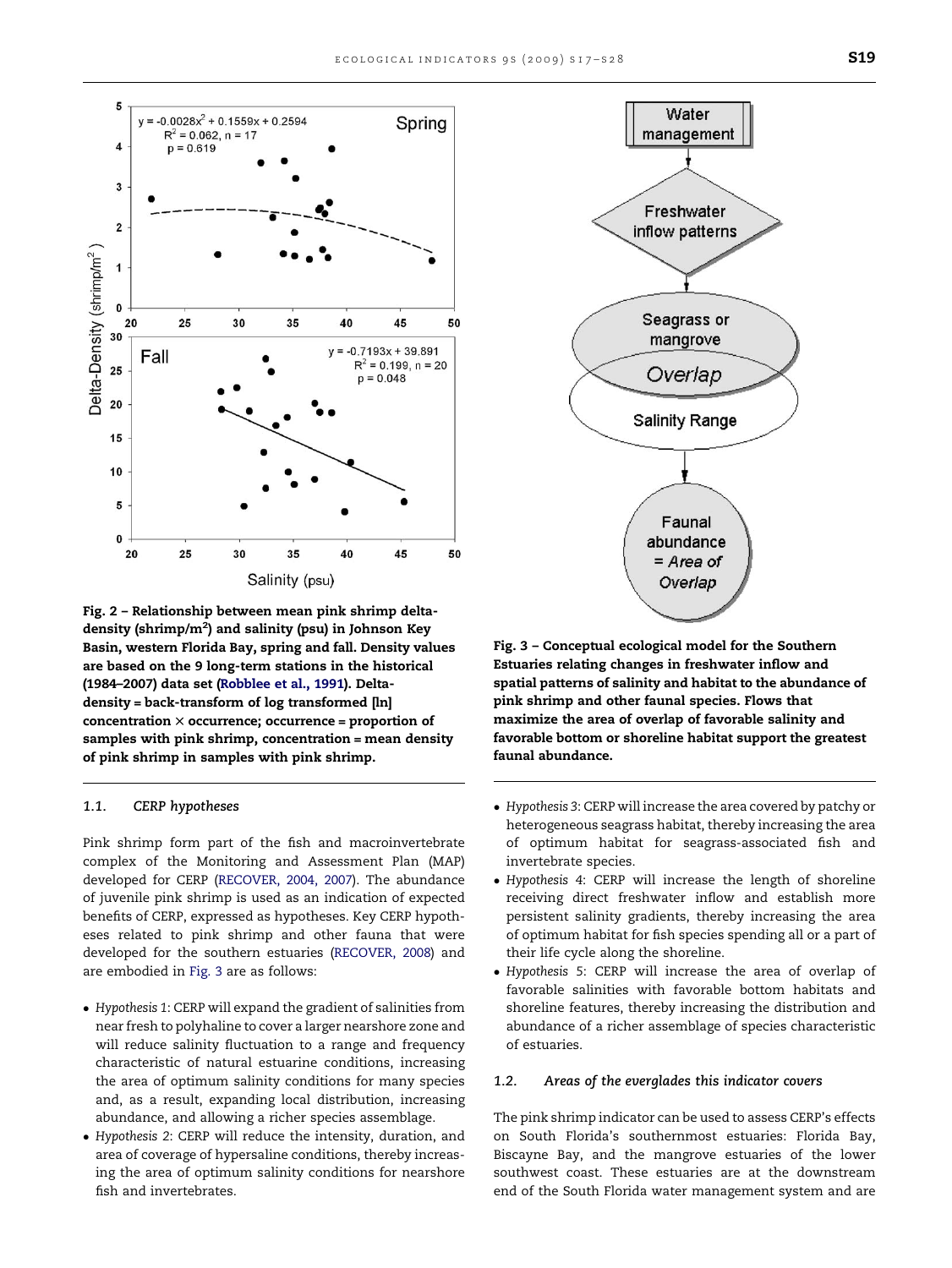**Fig. 2 – Relationship between mean pink shrimp delta-density (shrimp/m²) and salinity (psu) in Johnson Key Basin, western Florida Bay, spring and fall. Density values are based on the 9 long-term stations in the historical (1984–2007) data set (Robblee et al., 1991). Delta-density = back-transform of log transformed [ln] concentration × occurrence; occurrence = proportion of samples with pink shrimp, concentration = mean density of pink shrimp in samples with pink shrimp.**

**Fig. 3 – Conceptual ecological model for the Southern Estuaries relating changes in freshwater inflow and spatial patterns of salinity and habitat to the abundance of pink shrimp and other faunal species. Flows that maximize the area of overlap of favorable salinity and favorable bottom or shoreline habitat support the greatest faunal abundance.**

### 1.1. CERP hypotheses

Pink shrimp form part of the fish and macroinvertebrate complex of the Monitoring and Assessment Plan (MAP) developed for CERP (RECOVER, 2004, 2007). The abundance of juvenile pink shrimp is used as an indication of expected benefits of CERP, expressed as hypotheses. Key CERP hypotheses related to pink shrimp and other fauna that were developed for the southern estuaries (RECOVER, 2008) and are embodied in Fig. 3 are as follows:

- *Hypothesis 1*: CERP will expand the gradient of salinities from near fresh to polyhaline to cover a larger nearshore zone and will reduce salinity fluctuation to a range and frequency characteristic of natural estuarine conditions, increasing the area of optimum salinity conditions for many species and, as a result, expanding local distribution, increasing abundance, and allowing a richer species assemblage.
- *Hypothesis 2*: CERP will reduce the intensity, duration, and area of coverage of hypersaline conditions, thereby increasing the area of optimum salinity conditions for nearshore fish and invertebrates.
- *Hypothesis 3*: CERP will increase the area covered by patchy or heterogeneous seagrass habitat, thereby increasing the area of optimum habitat for seagrass-associated fish and invertebrate species.
- *Hypothesis 4*: CERP will increase the length of shoreline receiving direct freshwater inflow and establish more persistent salinity gradients, thereby increasing the area of optimum habitat for fish species spending all or a part of their life cycle along the shoreline.
- *Hypothesis 5*: CERP will increase the area of overlap of favorable salinities with favorable bottom habitats and shoreline features, thereby increasing the distribution and abundance of a richer assemblage of species characteristic of estuaries.

### 1.2. Areas of the everglades this indicator covers

The pink shrimp indicator can be used to assess CERP's effects on South Florida's southernmost estuaries: Florida Bay, Biscayne Bay, and the mangrove estuaries of the lower southwest coast. These estuaries are at the downstream end of the South Florida water management system and are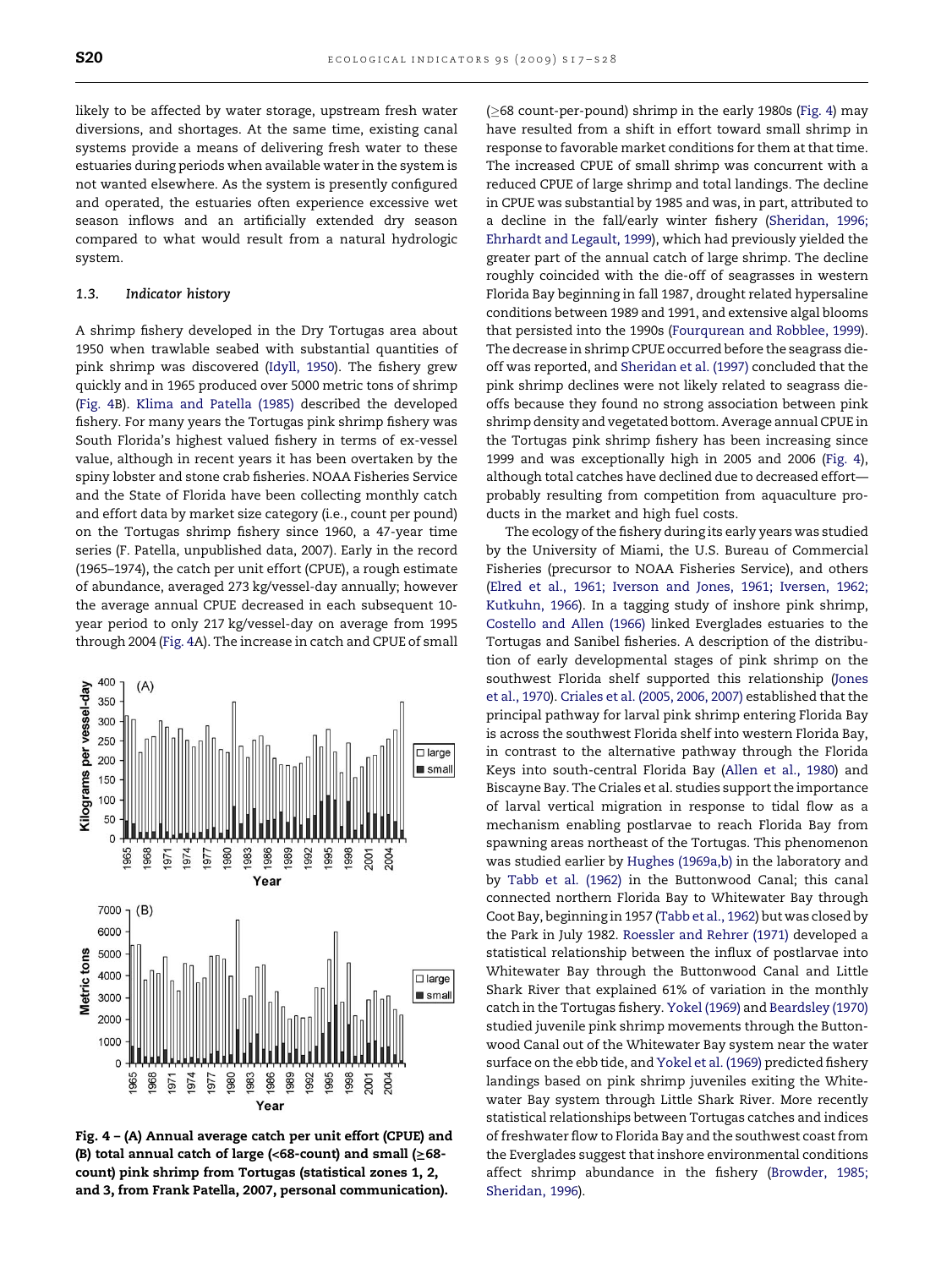likely to be affected by water storage, upstream fresh water diversions, and shortages. At the same time, existing canal systems provide a means of delivering fresh water to these estuaries during periods when available water in the system is not wanted elsewhere. As the system is presently configured and operated, the estuaries often experience excessive wet season inflows and an artificially extended dry season compared to what would result from a natural hydrologic system.

### 1.3. Indicator history

A shrimp fishery developed in the Dry Tortugas area about 1950 when trawlable seabed with substantial quantities of pink shrimp was discovered (Idyll, 1950). The fishery grew quickly and in 1965 produced over 5000 metric tons of shrimp (Fig. 4B). Klima and Patella (1985) described the developed fishery. For many years the Tortugas pink shrimp fishery was South Florida's highest valued fishery in terms of ex-vessel value, although in recent years it has been overtaken by the spiny lobster and stone crab fisheries. NOAA Fisheries Service and the State of Florida have been collecting monthly catch and effort data by market size category (i.e., count per pound) on the Tortugas shrimp fishery since 1960, a 47-year time series (F. Patella, unpublished data, 2007). Early in the record (1965–1974), the catch per unit effort (CPUE), a rough estimate of abundance, averaged 273 kg/vessel-day annually; however the average annual CPUE decreased in each subsequent 10-year period to only 217 kg/vessel-day on average from 1995 through 2004 (Fig. 4A). The increase in catch and CPUE of small ($\geq$68 count-per-pound) shrimp in the early 1980s (Fig. 4) may have resulted from a shift in effort toward small shrimp in response to favorable market conditions for them at that time. The increased CPUE of small shrimp was concurrent with a reduced CPUE of large shrimp and total landings. The decline in CPUE was substantial by 1985 and was, in part, attributed to a decline in the fall/early winter fishery (Sheridan, 1996; Ehrhardt and Legault, 1999), which had previously yielded the greater part of the annual catch of large shrimp. The decline roughly coincided with the die-off of seagrasses in western Florida Bay beginning in fall 1987, drought related hypersaline conditions between 1989 and 1991, and extensive algal blooms that persisted into the 1990s (Fourqurean and Robblee, 1999). The decrease in shrimp CPUE occurred before the seagrass die-off was reported, and Sheridan et al. (1997) concluded that the pink shrimp declines were not likely related to seagrass die-offs because they found no strong association between pink shrimp density and vegetated bottom. Average annual CPUE in the Tortugas pink shrimp fishery has been increasing since 1999 and was exceptionally high in 2005 and 2006 (Fig. 4), although total catches have declined due to decreased effort—probably resulting from competition from aquaculture products in the market and high fuel costs.

Fig. 4 – (A) Annual average catch per unit effort (CPUE) and (B) total annual catch of large (<68-count) and small ($\geq$68-count) pink shrimp from Tortugas (statistical zones 1, 2, and 3, from Frank Patella, 2007, personal communication).

The ecology of the fishery during its early years was studied by the University of Miami, the U.S. Bureau of Commercial Fisheries (precursor to NOAA Fisheries Service), and others (Elred et al., 1961; Iverson and Jones, 1961; Iversen, 1962; Kutkuhn, 1966). In a tagging study of inshore pink shrimp, Costello and Allen (1966) linked Everglades estuaries to the Tortugas and Sanibel fisheries. A description of the distribution of early developmental stages of pink shrimp on the southwest Florida shelf supported this relationship (Jones et al., 1970). Criales et al. (2005, 2006, 2007) established that the principal pathway for larval pink shrimp entering Florida Bay is across the southwest Florida shelf into western Florida Bay, in contrast to the alternative pathway through the Florida Keys into south-central Florida Bay (Allen et al., 1980) and Biscayne Bay. The Criales et al. studies support the importance of larval vertical migration in response to tidal flow as a mechanism enabling postlarvae to reach Florida Bay from spawning areas northeast of the Tortugas. This phenomenon was studied earlier by Hughes (1969a,b) in the laboratory and by Tabb et al. (1962) in the Buttonwood Canal; this canal connected northern Florida Bay to Whitewater Bay through Coot Bay, beginning in 1957 (Tabb et al., 1962) but was closed by the Park in July 1982. Roessler and Rehrer (1971) developed a statistical relationship between the influx of postlarvae into Whitewater Bay through the Buttonwood Canal and Little Shark River that explained 61% of variation in the monthly catch in the Tortugas fishery. Yokel (1969) and Beardsley (1970) studied juvenile pink shrimp movements through the Buttonwood Canal out of the Whitewater Bay system near the water surface on the ebb tide, and Yokel et al. (1969) predicted fishery landings based on pink shrimp juveniles exiting the Whitewater Bay system through Little Shark River. More recently statistical relationships between Tortugas catches and indices of freshwater flow to Florida Bay and the southwest coast from the Everglades suggest that inshore environmental conditions affect shrimp abundance in the fishery (Browder, 1985; Sheridan, 1996).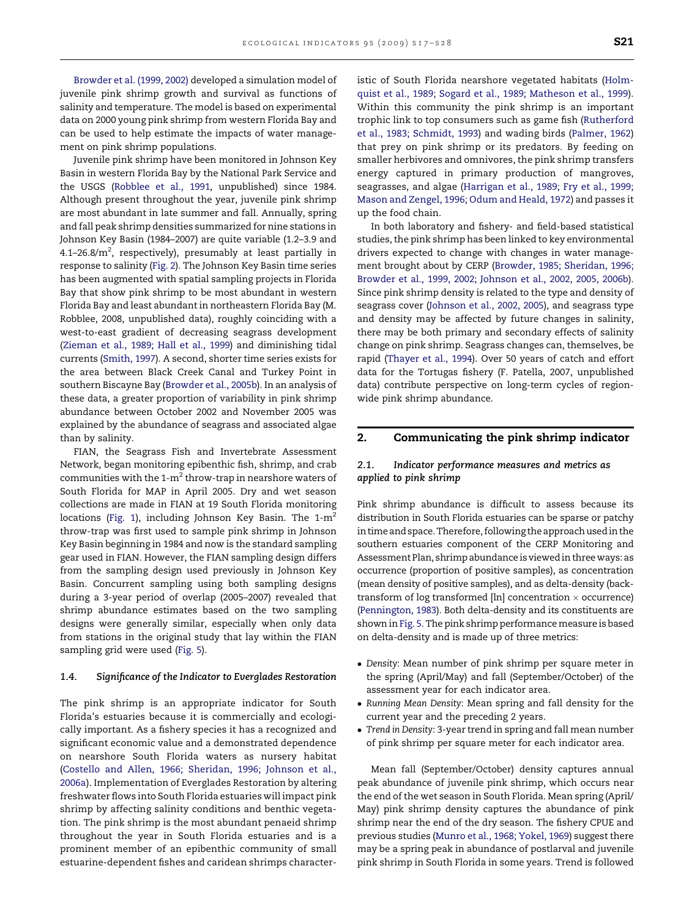Browder et al. (1999, 2002) developed a simulation model of juvenile pink shrimp growth and survival as functions of salinity and temperature. The model is based on experimental data on 2000 young pink shrimp from western Florida Bay and can be used to help estimate the impacts of water management on pink shrimp populations.

Juvenile pink shrimp have been monitored in Johnson Key Basin in western Florida Bay by the National Park Service and the USGS (Robblee et al., 1991, unpublished) since 1984. Although present throughout the year, juvenile pink shrimp are most abundant in late summer and fall. Annually, spring and fall peak shrimp densities summarized for nine stations in Johnson Key Basin (1984–2007) are quite variable (1.2–3.9 and 4.1–26.8/m$^2$, respectively), presumably at least partially in response to salinity (Fig. 2). The Johnson Key Basin time series has been augmented with spatial sampling projects in Florida Bay that show pink shrimp to be most abundant in western Florida Bay and least abundant in northeastern Florida Bay (M. Robblee, 2008, unpublished data), roughly coinciding with a west-to-east gradient of decreasing seagrass development (Zieman et al., 1989; Hall et al., 1999) and diminishing tidal currents (Smith, 1997). A second, shorter time series exists for the area between Black Creek Canal and Turkey Point in southern Biscayne Bay (Browder et al., 2005b). In an analysis of these data, a greater proportion of variability in pink shrimp abundance between October 2002 and November 2005 was explained by the abundance of seagrass and associated algae than by salinity.

FIAN, the Seagrass Fish and Invertebrate Assessment Network, began monitoring epibenthic fish, shrimp, and crab communities with the 1-m$^2$ throw-trap in nearshore waters of South Florida for MAP in April 2005. Dry and wet season collections are made in FIAN at 19 South Florida monitoring locations (Fig. 1), including Johnson Key Basin. The 1-m$^2$ throw-trap was first used to sample pink shrimp in Johnson Key Basin beginning in 1984 and now is the standard sampling gear used in FIAN. However, the FIAN sampling design differs from the sampling design used previously in Johnson Key Basin. Concurrent sampling using both sampling designs during a 3-year period of overlap (2005–2007) revealed that shrimp abundance estimates based on the two sampling designs were generally similar, especially when only data from stations in the original study that lay within the FIAN sampling grid were used (Fig. 5).

### 1.4. Significance of the Indicator to Everglades Restoration

The pink shrimp is an appropriate indicator for South Florida's estuaries because it is commercially and ecologically important. As a fishery species it has a recognized and significant economic value and a demonstrated dependence on nearshore South Florida waters as nursery habitat (Costello and Allen, 1966; Sheridan, 1996; Johnson et al., 2006a). Implementation of Everglades Restoration by altering freshwater flows into South Florida estuaries will impact pink shrimp by affecting salinity conditions and benthic vegetation. The pink shrimp is the most abundant penaeid shrimp throughout the year in South Florida estuaries and is a prominent member of an epibenthic community of small estuarine-dependent fishes and caridean shrimps characteristic of South Florida nearshore vegetated habitats (Holmquist et al., 1989; Sogard et al., 1989; Matheson et al., 1999). Within this community the pink shrimp is an important trophic link to top consumers such as game fish (Rutherford et al., 1983; Schmidt, 1993) and wading birds (Palmer, 1962) that prey on pink shrimp or its predators. By feeding on smaller herbivores and omnivores, the pink shrimp transfers energy captured in primary production of mangroves, seagrasses, and algae (Harrigan et al., 1989; Fry et al., 1999; Mason and Zengel, 1996; Odum and Heald, 1972) and passes it up the food chain.

In both laboratory and fishery- and field-based statistical studies, the pink shrimp has been linked to key environmental drivers expected to change with changes in water management brought about by CERP (Browder, 1985; Sheridan, 1996; Browder et al., 1999, 2002; Johnson et al., 2002, 2005, 2006b). Since pink shrimp density is related to the type and density of seagrass cover (Johnson et al., 2002, 2005), and seagrass type and density may be affected by future changes in salinity, there may be both primary and secondary effects of salinity change on pink shrimp. Seagrass changes can, themselves, be rapid (Thayer et al., 1994). Over 50 years of catch and effort data for the Tortugas fishery (F. Patella, 2007, unpublished data) contribute perspective on long-term cycles of region-wide pink shrimp abundance.

## 2. Communicating the pink shrimp indicator

### 2.1. Indicator performance measures and metrics as applied to pink shrimp

Pink shrimp abundance is difficult to assess because its distribution in South Florida estuaries can be sparse or patchy in time and space. Therefore, following the approach used in the southern estuaries component of the CERP Monitoring and Assessment Plan, shrimp abundance is viewed in three ways: as occurrence (proportion of positive samples), as concentration (mean density of positive samples), and as delta-density (back-transform of log transformed [ln] concentration × occurrence) (Pennington, 1983). Both delta-density and its constituents are shown in Fig. 5. The pink shrimp performance measure is based on delta-density and is made up of three metrics:

- *Density*: Mean number of pink shrimp per square meter in the spring (April/May) and fall (September/October) of the assessment year for each indicator area.
- *Running Mean Density*: Mean spring and fall density for the current year and the preceding 2 years.
- *Trend in Density*: 3-year trend in spring and fall mean number of pink shrimp per square meter for each indicator area.

Mean fall (September/October) density captures annual peak abundance of juvenile pink shrimp, which occurs near the end of the wet season in South Florida. Mean spring (April/May) pink shrimp density captures the abundance of pink shrimp near the end of the dry season. The fishery CPUE and previous studies (Munro et al., 1968; Yokel, 1969) suggest there may be a spring peak in abundance of postlarval and juvenile pink shrimp in South Florida in some years. Trend is followed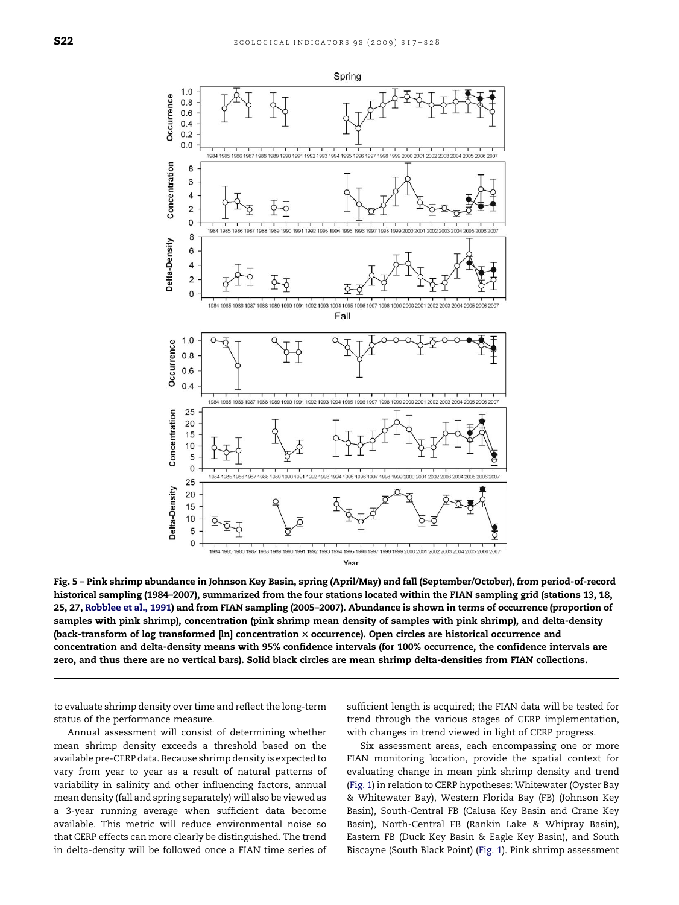**Fig. 5 – Pink shrimp abundance in Johnson Key Basin, spring (April/May) and fall (September/October), from period-of-record historical sampling (1984–2007), summarized from the four stations located within the FIAN sampling grid (stations 13, 18, 25, 27, Robblee et al., 1991) and from FIAN sampling (2005–2007). Abundance is shown in terms of occurrence (proportion of samples with pink shrimp), concentration (pink shrimp mean density of samples with pink shrimp), and delta-density (back-transform of log transformed [ln] concentration × occurrence). Open circles are historical occurrence and concentration and delta-density means with 95% confidence intervals (for 100% occurrence, the confidence intervals are zero, and thus there are no vertical bars). Solid black circles are mean shrimp delta-densities from FIAN collections.**

to evaluate shrimp density over time and reflect the long-term status of the performance measure.

Annual assessment will consist of determining whether mean shrimp density exceeds a threshold based on the available pre-CERP data. Because shrimp density is expected to vary from year to year as a result of natural patterns of variability in salinity and other influencing factors, annual mean density (fall and spring separately) will also be viewed as a 3-year running average when sufficient data become available. This metric will reduce environmental noise so that CERP effects can more clearly be distinguished. The trend in delta-density will be followed once a FIAN time series of sufficient length is acquired; the FIAN data will be tested for trend through the various stages of CERP implementation, with changes in trend viewed in light of CERP progress.

Six assessment areas, each encompassing one or more FIAN monitoring location, provide the spatial context for evaluating change in mean pink shrimp density and trend (Fig. 1) in relation to CERP hypotheses: Whitewater (Oyster Bay & Whitewater Bay), Western Florida Bay (FB) (Johnson Key Basin), South-Central FB (Calusa Key Basin and Crane Key Basin), North-Central FB (Rankin Lake & Whipray Basin), Eastern FB (Duck Key Basin & Eagle Key Basin), and South Biscayne (South Black Point) (Fig. 1). Pink shrimp assessment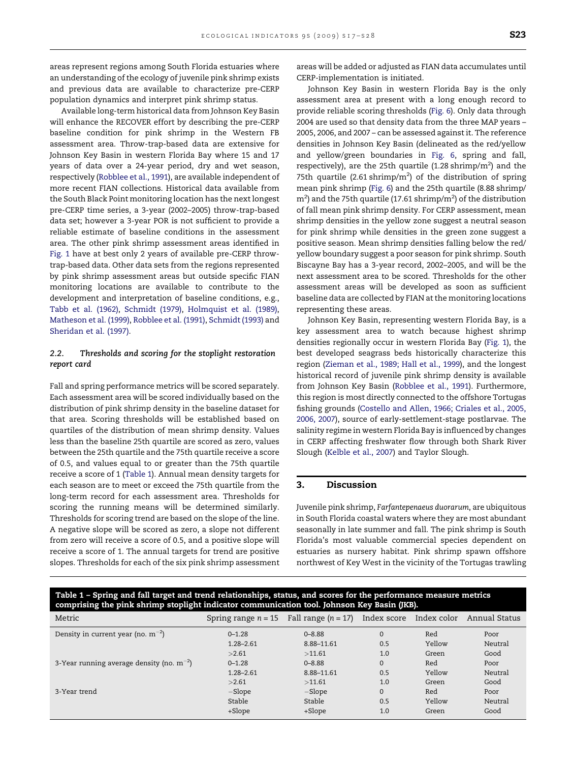areas represent regions among South Florida estuaries where an understanding of the ecology of juvenile pink shrimp exists and previous data are available to characterize pre-CERP population dynamics and interpret pink shrimp status.

Available long-term historical data from Johnson Key Basin will enhance the RECOVER effort by describing the pre-CERP baseline condition for pink shrimp in the Western FB assessment area. Throw-trap-based data are extensive for Johnson Key Basin in western Florida Bay where 15 and 17 years of data over a 24-year period, dry and wet season, respectively (Robblee et al., 1991), are available independent of more recent FIAN collections. Historical data available from the South Black Point monitoring location has the next longest pre-CERP time series, a 3-year (2002–2005) throw-trap-based data set; however a 3-year POR is not sufficient to provide a reliable estimate of baseline conditions in the assessment area. The other pink shrimp assessment areas identified in Fig. 1 have at best only 2 years of available pre-CERP throw-trap-based data. Other data sets from the regions represented by pink shrimp assessment areas but outside specific FIAN monitoring locations are available to contribute to the development and interpretation of baseline conditions, e.g., Tabb et al. (1962), Schmidt (1979), Holmquist et al. (1989), Matheson et al. (1999), Robblee et al. (1991), Schmidt (1993) and Sheridan et al. (1997).

### 2.2. Thresholds and scoring for the stoplight restoration report card

Fall and spring performance metrics will be scored separately. Each assessment area will be scored individually based on the distribution of pink shrimp density in the baseline dataset for that area. Scoring thresholds will be established based on quartiles of the distribution of mean shrimp density. Values less than the baseline 25th quartile are scored as zero, values between the 25th quartile and the 75th quartile receive a score of 0.5, and values equal to or greater than the 75th quartile receive a score of 1 (Table 1). Annual mean density targets for each season are to meet or exceed the 75th quartile from the long-term record for each assessment area. Thresholds for scoring the running means will be determined similarly. Thresholds for scoring trend are based on the slope of the line. A negative slope will be scored as zero, a slope not different from zero will receive a score of 0.5, and a positive slope will receive a score of 1. The annual targets for trend are positive slopes. Thresholds for each of the six pink shrimp assessment areas will be added or adjusted as FIAN data accumulates until CERP-implementation is initiated.

Johnson Key Basin in western Florida Bay is the only assessment area at present with a long enough record to provide reliable scoring thresholds (Fig. 6). Only data through 2004 are used so that density data from the three MAP years – 2005, 2006, and 2007 – can be assessed against it. The reference densities in Johnson Key Basin (delineated as the red/yellow and yellow/green boundaries in Fig. 6, spring and fall, respectively), are the 25th quartile (1.28 shrimp/m$^2$) and the 75th quartile (2.61 shrimp/m$^2$) of the distribution of spring mean pink shrimp (Fig. 6) and the 25th quartile (8.88 shrimp/m$^2$) and the 75th quartile (17.61 shrimp/m$^2$) of the distribution of fall mean pink shrimp density. For CERP assessment, mean shrimp densities in the yellow zone suggest a neutral season for pink shrimp while densities in the green zone suggest a positive season. Mean shrimp densities falling below the red/yellow boundary suggest a poor season for pink shrimp. South Biscayne Bay has a 3-year record, 2002–2005, and will be the next assessment area to be scored. Thresholds for the other assessment areas will be developed as soon as sufficient baseline data are collected by FIAN at the monitoring locations representing these areas.

Johnson Key Basin, representing western Florida Bay, is a key assessment area to watch because highest shrimp densities regionally occur in western Florida Bay (Fig. 1), the best developed seagrass beds historically characterize this region (Zieman et al., 1989; Hall et al., 1999), and the longest historical record of juvenile pink shrimp density is available from Johnson Key Basin (Robblee et al., 1991). Furthermore, this region is most directly connected to the offshore Tortugas fishing grounds (Costello and Allen, 1966; Criales et al., 2005, 2006, 2007), source of early-settlement-stage postlarvae. The salinity regime in western Florida Bay is influenced by changes in CERP affecting freshwater flow through both Shark River Slough (Kelble et al., 2007) and Taylor Slough.

## 3. Discussion

Juvenile pink shrimp, *Farfantepenaeus duorarum*, are ubiquitous in South Florida coastal waters where they are most abundant seasonally in late summer and fall. The pink shrimp is South Florida's most valuable commercial species dependent on estuaries as nursery habitat. Pink shrimp spawn offshore northwest of Key West in the vicinity of the Tortugas trawling

**Table 1 – Spring and fall target and trend relationships, status, and scores for the performance measure metrics comprising the pink shrimp stoplight indicator communication tool. Johnson Key Basin (JKB).**

| Metric | Spring range $n = 15$ | Fall range ($n = 17$) | Index score | Index color | Annual Status |
|---|---|---|---|---|---|
| Density in current year (no. m$^{-2}$) | 0–1.28 | 0–8.88 | 0 | Red | Poor |
| | 1.28–2.61 | 8.88–11.61 | 0.5 | Yellow | Neutral |
| | >2.61 | >11.61 | 1.0 | Green | Good |
| 3-Year running average density (no. m$^{-2}$) | 0–1.28 | 0–8.88 | 0 | Red | Poor |
| | 1.28–2.61 | 8.88–11.61 | 0.5 | Yellow | Neutral |
| | >2.61 | >11.61 | 1.0 | Green | Good |
| 3-Year trend | −Slope | −Slope | 0 | Red | Poor |
| | Stable | Stable | 0.5 | Yellow | Neutral |
| | +Slope | +Slope | 1.0 | Green | Good |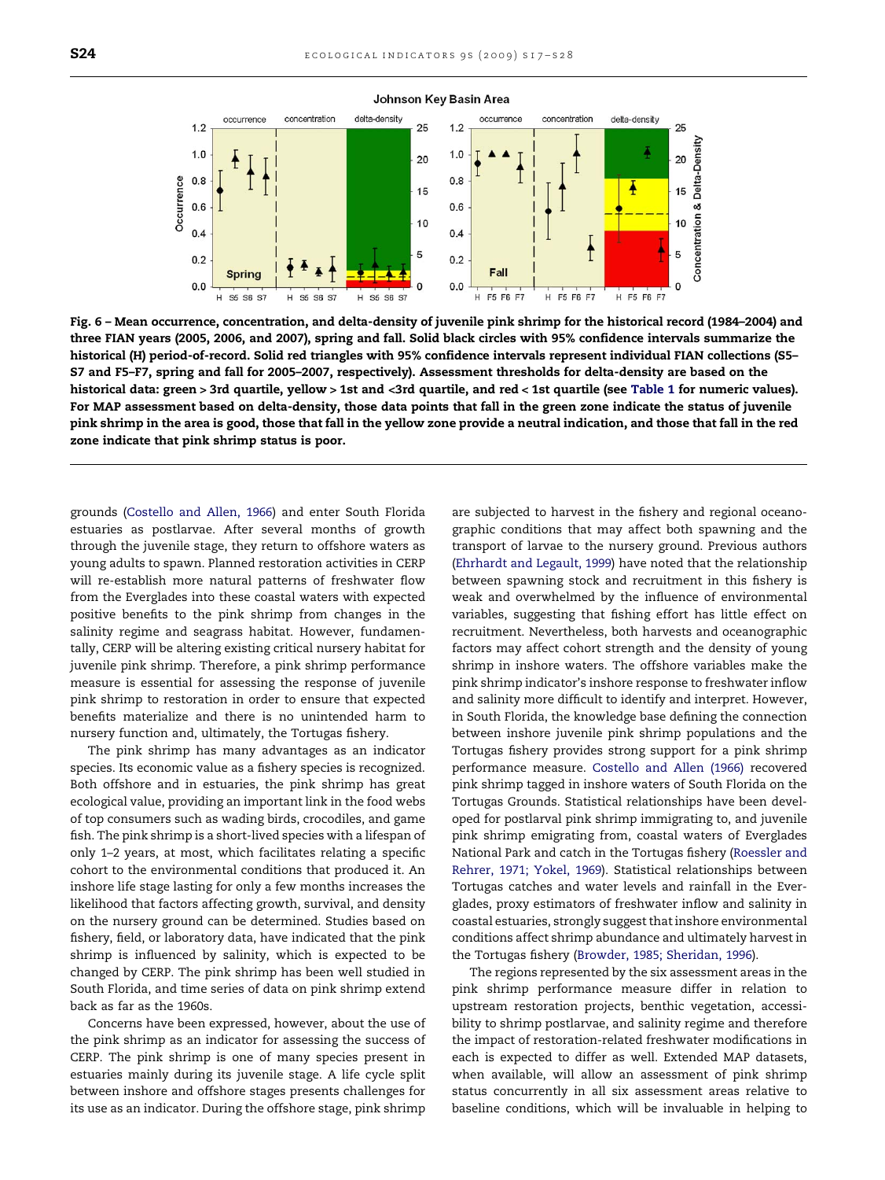Fig. 6 – Mean occurrence, concentration, and delta-density of juvenile pink shrimp for the historical record (1984–2004) and three FIAN years (2005, 2006, and 2007), spring and fall. Solid black circles with 95% confidence intervals summarize the historical (H) period-of-record. Solid red triangles with 95% confidence intervals represent individual FIAN collections (S5–S7 and F5–F7, spring and fall for 2005–2007, respectively). Assessment thresholds for delta-density are based on the historical data: green > 3rd quartile, yellow > 1st and <3rd quartile, and red < 1st quartile (see Table 1 for numeric values). For MAP assessment based on delta-density, those data points that fall in the green zone indicate the status of juvenile pink shrimp in the area is good, those that fall in the yellow zone provide a neutral indication, and those that fall in the red zone indicate that pink shrimp status is poor.

grounds (Costello and Allen, 1966) and enter South Florida estuaries as postlarvae. After several months of growth through the juvenile stage, they return to offshore waters as young adults to spawn. Planned restoration activities in CERP will re-establish more natural patterns of freshwater flow from the Everglades into these coastal waters with expected positive benefits to the pink shrimp from changes in the salinity regime and seagrass habitat. However, fundamentally, CERP will be altering existing critical nursery habitat for juvenile pink shrimp. Therefore, a pink shrimp performance measure is essential for assessing the response of juvenile pink shrimp to restoration in order to ensure that expected benefits materialize and there is no unintended harm to nursery function and, ultimately, the Tortugas fishery.

The pink shrimp has many advantages as an indicator species. Its economic value as a fishery species is recognized. Both offshore and in estuaries, the pink shrimp has great ecological value, providing an important link in the food webs of top consumers such as wading birds, crocodiles, and game fish. The pink shrimp is a short-lived species with a lifespan of only 1–2 years, at most, which facilitates relating a specific cohort to the environmental conditions that produced it. An inshore life stage lasting for only a few months increases the likelihood that factors affecting growth, survival, and density on the nursery ground can be determined. Studies based on fishery, field, or laboratory data, have indicated that the pink shrimp is influenced by salinity, which is expected to be changed by CERP. The pink shrimp has been well studied in South Florida, and time series of data on pink shrimp extend back as far as the 1960s.

Concerns have been expressed, however, about the use of the pink shrimp as an indicator for assessing the success of CERP. The pink shrimp is one of many species present in estuaries mainly during its juvenile stage. A life cycle split between inshore and offshore stages presents challenges for its use as an indicator. During the offshore stage, pink shrimp are subjected to harvest in the fishery and regional oceanographic conditions that may affect both spawning and the transport of larvae to the nursery ground. Previous authors (Ehrhardt and Legault, 1999) have noted that the relationship between spawning stock and recruitment in this fishery is weak and overwhelmed by the influence of environmental variables, suggesting that fishing effort has little effect on recruitment. Nevertheless, both harvests and oceanographic factors may affect cohort strength and the density of young shrimp in inshore waters. The offshore variables make the pink shrimp indicator's inshore response to freshwater inflow and salinity more difficult to identify and interpret. However, in South Florida, the knowledge base defining the connection between inshore juvenile pink shrimp populations and the Tortugas fishery provides strong support for a pink shrimp performance measure. Costello and Allen (1966) recovered pink shrimp tagged in inshore waters of South Florida on the Tortugas Grounds. Statistical relationships have been developed for postlarval pink shrimp immigrating to, and juvenile pink shrimp emigrating from, coastal waters of Everglades National Park and catch in the Tortugas fishery (Roessler and Rehrer, 1971; Yokel, 1969). Statistical relationships between Tortugas catches and water levels and rainfall in the Everglades, proxy estimators of freshwater inflow and salinity in coastal estuaries, strongly suggest that inshore environmental conditions affect shrimp abundance and ultimately harvest in the Tortugas fishery (Browder, 1985; Sheridan, 1996).

The regions represented by the six assessment areas in the pink shrimp performance measure differ in relation to upstream restoration projects, benthic vegetation, accessibility to shrimp postlarvae, and salinity regime and therefore the impact of restoration-related freshwater modifications in each is expected to differ as well. Extended MAP datasets, when available, will allow an assessment of pink shrimp status concurrently in all six assessment areas relative to baseline conditions, which will be invaluable in helping to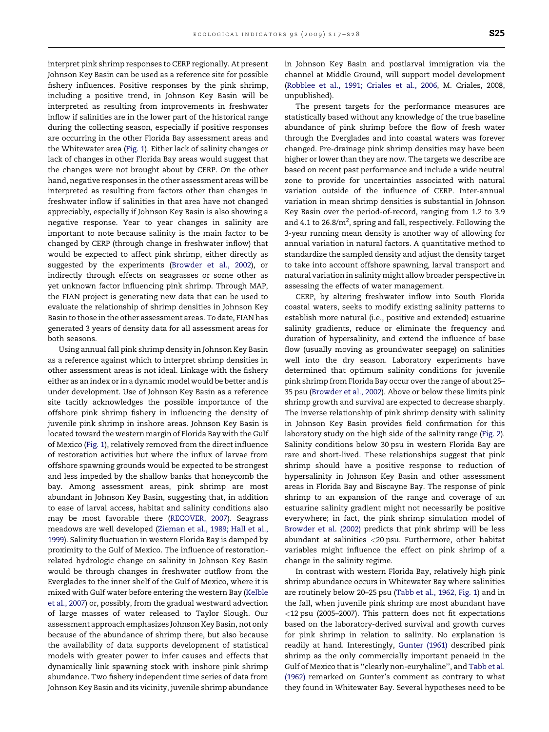interpret pink shrimp responses to CERP regionally. At present Johnson Key Basin can be used as a reference site for possible fishery influences. Positive responses by the pink shrimp, including a positive trend, in Johnson Key Basin will be interpreted as resulting from improvements in freshwater inflow if salinities are in the lower part of the historical range during the collecting season, especially if positive responses are occurring in the other Florida Bay assessment areas and the Whitewater area (Fig. 1). Either lack of salinity changes or lack of changes in other Florida Bay areas would suggest that the changes were not brought about by CERP. On the other hand, negative responses in the other assessment areas will be interpreted as resulting from factors other than changes in freshwater inflow if salinities in that area have not changed appreciably, especially if Johnson Key Basin is also showing a negative response. Year to year changes in salinity are important to note because salinity is the main factor to be changed by CERP (through change in freshwater inflow) that would be expected to affect pink shrimp, either directly as suggested by the experiments (Browder et al., 2002), or indirectly through effects on seagrasses or some other as yet unknown factor influencing pink shrimp. Through MAP, the FIAN project is generating new data that can be used to evaluate the relationship of shrimp densities in Johnson Key Basin to those in the other assessment areas. To date, FIAN has generated 3 years of density data for all assessment areas for both seasons.

Using annual fall pink shrimp density in Johnson Key Basin as a reference against which to interpret shrimp densities in other assessment areas is not ideal. Linkage with the fishery either as an index or in a dynamic model would be better and is under development. Use of Johnson Key Basin as a reference site tacitly acknowledges the possible importance of the offshore pink shrimp fishery in influencing the density of juvenile pink shrimp in inshore areas. Johnson Key Basin is located toward the western margin of Florida Bay with the Gulf of Mexico (Fig. 1), relatively removed from the direct influence of restoration activities but where the influx of larvae from offshore spawning grounds would be expected to be strongest and less impeded by the shallow banks that honeycomb the bay. Among assessment areas, pink shrimp are most abundant in Johnson Key Basin, suggesting that, in addition to ease of larval access, habitat and salinity conditions also may be most favorable there (RECOVER, 2007). Seagrass meadows are well developed (Zieman et al., 1989; Hall et al., 1999). Salinity fluctuation in western Florida Bay is damped by proximity to the Gulf of Mexico. The influence of restoration-related hydrologic change on salinity in Johnson Key Basin would be through changes in freshwater outflow from the Everglades to the inner shelf of the Gulf of Mexico, where it is mixed with Gulf water before entering the western Bay (Kelble et al., 2007) or, possibly, from the gradual westward advection of large masses of water released to Taylor Slough. Our assessment approach emphasizes Johnson Key Basin, not only because of the abundance of shrimp there, but also because the availability of data supports development of statistical models with greater power to infer causes and effects that dynamically link spawning stock with inshore pink shrimp abundance. Two fishery independent time series of data from Johnson Key Basin and its vicinity, juvenile shrimp abundance in Johnson Key Basin and postlarval immigration via the channel at Middle Ground, will support model development (Robblee et al., 1991; Criales et al., 2006, M. Criales, 2008, unpublished).

The present targets for the performance measures are statistically based without any knowledge of the true baseline abundance of pink shrimp before the flow of fresh water through the Everglades and into coastal waters was forever changed. Pre-drainage pink shrimp densities may have been higher or lower than they are now. The targets we describe are based on recent past performance and include a wide neutral zone to provide for uncertainties associated with natural variation outside of the influence of CERP. Inter-annual variation in mean shrimp densities is substantial in Johnson Key Basin over the period-of-record, ranging from 1.2 to 3.9 and 4.1 to 26.8/m$^2$, spring and fall, respectively. Following the 3-year running mean density is another way of allowing for annual variation in natural factors. A quantitative method to standardize the sampled density and adjust the density target to take into account offshore spawning, larval transport and natural variation in salinity might allow broader perspective in assessing the effects of water management.

CERP, by altering freshwater inflow into South Florida coastal waters, seeks to modify existing salinity patterns to establish more natural (i.e., positive and extended) estuarine salinity gradients, reduce or eliminate the frequency and duration of hypersalinity, and extend the influence of base flow (usually moving as groundwater seepage) on salinities well into the dry season. Laboratory experiments have determined that optimum salinity conditions for juvenile pink shrimp from Florida Bay occur over the range of about 25–35 psu (Browder et al., 2002). Above or below these limits pink shrimp growth and survival are expected to decrease sharply. The inverse relationship of pink shrimp density with salinity in Johnson Key Basin provides field confirmation for this laboratory study on the high side of the salinity range (Fig. 2). Salinity conditions below 30 psu in western Florida Bay are rare and short-lived. These relationships suggest that pink shrimp should have a positive response to reduction of hypersalinity in Johnson Key Basin and other assessment areas in Florida Bay and Biscayne Bay. The response of pink shrimp to an expansion of the range and coverage of an estuarine salinity gradient might not necessarily be positive everywhere; in fact, the pink shrimp simulation model of Browder et al. (2002) predicts that pink shrimp will be less abundant at salinities <20 psu. Furthermore, other habitat variables might influence the effect on pink shrimp of a change in the salinity regime.

In contrast with western Florida Bay, relatively high pink shrimp abundance occurs in Whitewater Bay where salinities are routinely below 20–25 psu (Tabb et al., 1962, Fig. 1) and in the fall, when juvenile pink shrimp are most abundant have <12 psu (2005–2007). This pattern does not fit expectations based on the laboratory-derived survival and growth curves for pink shrimp in relation to salinity. No explanation is readily at hand. Interestingly, Gunter (1961) described pink shrimp as the only commercially important penaeid in the Gulf of Mexico that is ''clearly non-euryhaline'', and Tabb et al. (1962) remarked on Gunter's comment as contrary to what they found in Whitewater Bay. Several hypotheses need to be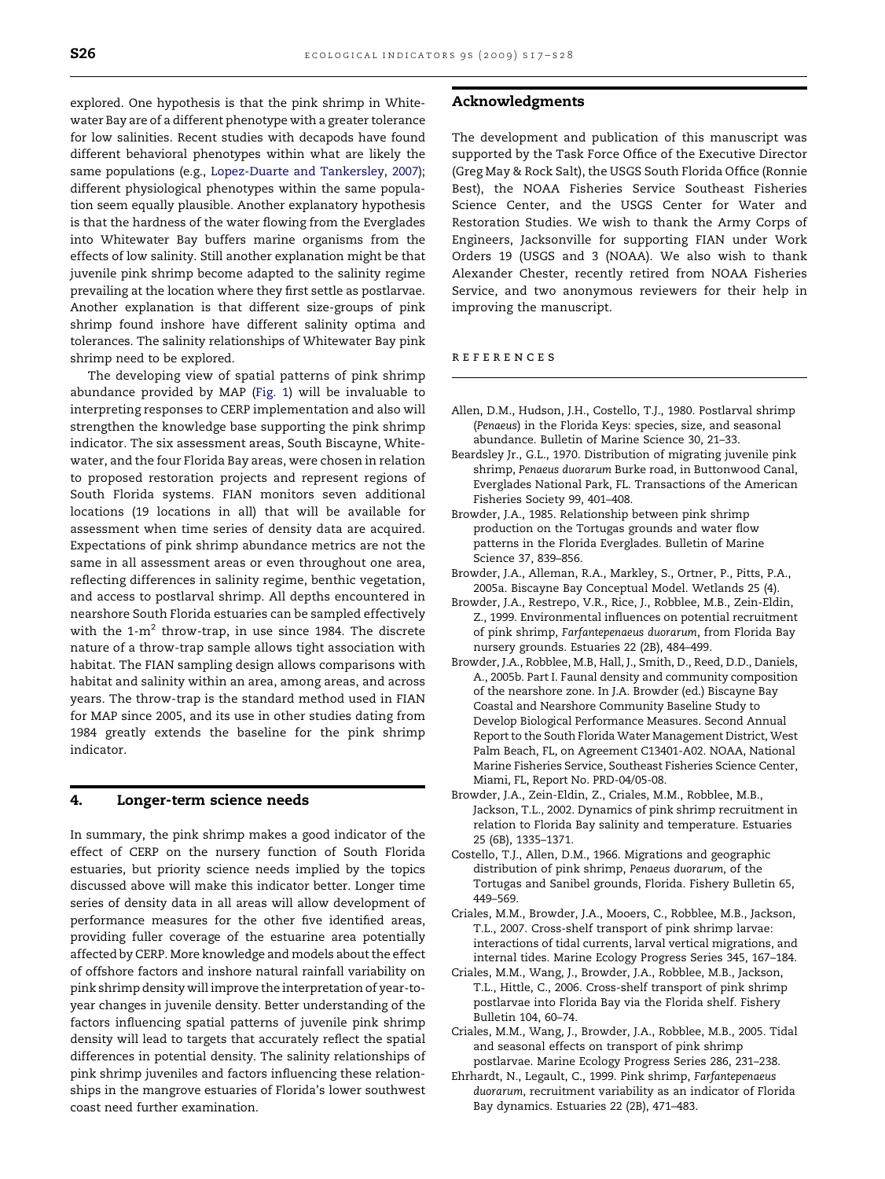explored. One hypothesis is that the pink shrimp in Whitewater Bay are of a different phenotype with a greater tolerance for low salinities. Recent studies with decapods have found different behavioral phenotypes within what are likely the same populations (e.g., Lopez-Duarte and Tankersley, 2007); different physiological phenotypes within the same population seem equally plausible. Another explanatory hypothesis is that the hardness of the water flowing from the Everglades into Whitewater Bay buffers marine organisms from the effects of low salinity. Still another explanation might be that juvenile pink shrimp become adapted to the salinity regime prevailing at the location where they first settle as postlarvae. Another explanation is that different size-groups of pink shrimp found inshore have different salinity optima and tolerances. The salinity relationships of Whitewater Bay pink shrimp need to be explored.

The developing view of spatial patterns of pink shrimp abundance provided by MAP (Fig. 1) will be invaluable to interpreting responses to CERP implementation and also will strengthen the knowledge base supporting the pink shrimp indicator. The six assessment areas, South Biscayne, Whitewater, and the four Florida Bay areas, were chosen in relation to proposed restoration projects and represent regions of South Florida systems. FIAN monitors seven additional locations (19 locations in all) that will be available for assessment when time series of density data are acquired. Expectations of pink shrimp abundance metrics are not the same in all assessment areas or even throughout one area, reflecting differences in salinity regime, benthic vegetation, and access to postlarval shrimp. All depths encountered in nearshore South Florida estuaries can be sampled effectively with the 1-$m^2$ throw-trap, in use since 1984. The discrete nature of a throw-trap sample allows tight association with habitat. The FIAN sampling design allows comparisons with habitat and salinity within an area, among areas, and across years. The throw-trap is the standard method used in FIAN for MAP since 2005, and its use in other studies dating from 1984 greatly extends the baseline for the pink shrimp indicator.

## 4. Longer-term science needs

In summary, the pink shrimp makes a good indicator of the effect of CERP on the nursery function of South Florida estuaries, but priority science needs implied by the topics discussed above will make this indicator better. Longer time series of density data in all areas will allow development of performance measures for the other five identified areas, providing fuller coverage of the estuarine area potentially affected by CERP. More knowledge and models about the effect of offshore factors and inshore natural rainfall variability on pink shrimp density will improve the interpretation of year-to-year changes in juvenile density. Better understanding of the factors influencing spatial patterns of juvenile pink shrimp density will lead to targets that accurately reflect the spatial differences in potential density. The salinity relationships of pink shrimp juveniles and factors influencing these relationships in the mangrove estuaries of Florida's lower southwest coast need further examination.

## Acknowledgments

The development and publication of this manuscript was supported by the Task Force Office of the Executive Director (Greg May & Rock Salt), the USGS South Florida Office (Ronnie Best), the NOAA Fisheries Service Southeast Fisheries Science Center, and the USGS Center for Water and Restoration Studies. We wish to thank the Army Corps of Engineers, Jacksonville for supporting FIAN under Work Orders 19 (USGS and 3 (NOAA). We also wish to thank Alexander Chester, recently retired from NOAA Fisheries Service, and two anonymous reviewers for their help in improving the manuscript.

## References

Allen, D.M., Hudson, J.H., Costello, T.J., 1980. Postlarval shrimp (*Penaeus*) in the Florida Keys: species, size, and seasonal abundance. Bulletin of Marine Science 30, 21–33.

Beardsley Jr., G.L., 1970. Distribution of migrating juvenile pink shrimp, *Penaeus duorarum* Burke road, in Buttonwood Canal, Everglades National Park, FL. Transactions of the American Fisheries Society 99, 401–408.

Browder, J.A., 1985. Relationship between pink shrimp production on the Tortugas grounds and water flow patterns in the Florida Everglades. Bulletin of Marine Science 37, 839–856.

Browder, J.A., Alleman, R.A., Markley, S., Ortner, P., Pitts, P.A., 2005a. Biscayne Bay Conceptual Model. Wetlands 25 (4).

Browder, J.A., Restrepo, V.R., Rice, J., Robblee, M.B., Zein-Eldin, Z., 1999. Environmental influences on potential recruitment of pink shrimp, *Farfantepenaeus duorarum*, from Florida Bay nursery grounds. Estuaries 22 (2B), 484–499.

Browder, J.A., Robblee, M.B, Hall, J., Smith, D., Reed, D.D., Daniels, A., 2005b. Part I. Faunal density and community composition of the nearshore zone. In J.A. Browder (ed.) Biscayne Bay Coastal and Nearshore Community Baseline Study to Develop Biological Performance Measures. Second Annual Report to the South Florida Water Management District, West Palm Beach, FL, on Agreement C13401-A02. NOAA, National Marine Fisheries Service, Southeast Fisheries Science Center, Miami, FL, Report No. PRD-04/05-08.

Browder, J.A., Zein-Eldin, Z., Criales, M.M., Robblee, M.B., Jackson, T.L., 2002. Dynamics of pink shrimp recruitment in relation to Florida Bay salinity and temperature. Estuaries 25 (6B), 1335–1371.

Costello, T.J., Allen, D.M., 1966. Migrations and geographic distribution of pink shrimp, *Penaeus duorarum*, of the Tortugas and Sanibel grounds, Florida. Fishery Bulletin 65, 449–569.

Criales, M.M., Browder, J.A., Mooers, C., Robblee, M.B., Jackson, T.L., 2007. Cross-shelf transport of pink shrimp larvae: interactions of tidal currents, larval vertical migrations, and internal tides. Marine Ecology Progress Series 345, 167–184.

Criales, M.M., Wang, J., Browder, J.A., Robblee, M.B., Jackson, T.L., Hittle, C., 2006. Cross-shelf transport of pink shrimp postlarvae into Florida Bay via the Florida shelf. Fishery Bulletin 104, 60–74.

Criales, M.M., Wang, J., Browder, J.A., Robblee, M.B., 2005. Tidal and seasonal effects on transport of pink shrimp postlarvae. Marine Ecology Progress Series 286, 231–238.

Ehrhardt, N., Legault, C., 1999. Pink shrimp, *Farfantepenaeus duorarum*, recruitment variability as an indicator of Florida Bay dynamics. Estuaries 22 (2B), 471–483.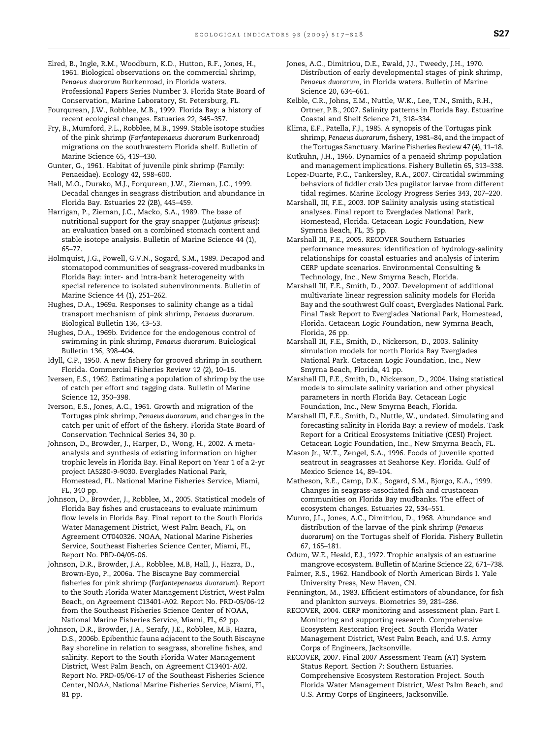Elred, B., Ingle, R.M., Woodburn, K.D., Hutton, R.F., Jones, H., 1961. Biological observations on the commercial shrimp, *Penaeus duorarum* Burkenroad, in Florida waters. Professional Papers Series Number 3. Florida State Board of Conservation, Marine Laboratory, St. Petersburg, FL.

Fourqurean, J.W., Robblee, M.B., 1999. Florida Bay: a history of recent ecological changes. Estuaries 22, 345–357.

Fry, B., Mumford, P.L., Robblee, M.B., 1999. Stable isotope studies of the pink shrimp (*Farfantepenaeus duorarum* Burkenroad) migrations on the southwestern Florida shelf. Bulletin of Marine Science 65, 419–430.

Gunter, G., 1961. Habitat of juvenile pink shrimp (Family: Penaeidae). Ecology 42, 598–600.

Hall, M.O., Durako, M.J., Forqurean, J.W., Zieman, J.C., 1999. Decadal changes in seagrass distribution and abundance in Florida Bay. Estuaries 22 (2B), 445–459.

Harrigan, P., Zieman, J.C., Macko, S.A., 1989. The base of nutritional support for the gray snapper (*Lutjanus griseus*): an evaluation based on a combined stomach content and stable isotope analysis. Bulletin of Marine Science 44 (1), 65–77.

Holmquist, J.G., Powell, G.V.N., Sogard, S.M., 1989. Decapod and stomatopod communities of seagrass-covered mudbanks in Florida Bay: inter- and intra-bank heterogeneity with special reference to isolated subenvironments. Bulletin of Marine Science 44 (1), 251–262.

Hughes, D.A., 1969a. Responses to salinity change as a tidal transport mechanism of pink shrimp, *Penaeus duorarum*. Biological Bulletin 136, 43–53.

Hughes, D.A., 1969b. Evidence for the endogenous control of swimming in pink shrimp, *Penaeus duorarum*. Buiological Bulletin 136, 398–404.

Idyll, C.P., 1950. A new fishery for grooved shrimp in southern Florida. Commercial Fisheries Review 12 (2), 10–16.

Iversen, E.S., 1962. Estimating a population of shrimp by the use of catch per effort and tagging data. Bulletin of Marine Science 12, 350–398.

Iverson, E.S., Jones, A.C., 1961. Growth and migration of the Tortugas pink shrimp, *Penaeus duorarum*, and changes in the catch per unit of effort of the fishery. Florida State Board of Conservation Technical Series 34, 30 p.

Johnson, D., Browder, J., Harper, D., Wong, H., 2002. A meta-analysis and synthesis of existing information on higher trophic levels in Florida Bay. Final Report on Year 1 of a 2-yr project IA5280-9-9030. Everglades National Park, Homestead, FL. National Marine Fisheries Service, Miami, FL, 340 pp.

Johnson, D., Browder, J., Robblee, M., 2005. Statistical models of Florida Bay fishes and crustaceans to evaluate minimum flow levels in Florida Bay. Final report to the South Florida Water Management District, West Palm Beach, FL, on Agreement OT040326. NOAA, National Marine Fisheries Service, Southeast Fisheries Science Center, Miami, FL, Report No. PRD-04/05-06.

Johnson, D.R., Browder, J.A., Robblee, M.B, Hall, J., Hazra, D., Brown-Eyo, P., 2006a. The Biscayne Bay commercial fisheries for pink shrimp (*Farfantepenaeus duorarum*). Report to the South Florida Water Management District, West Palm Beach, on Agreement C13401-A02. Report No. PRD-05/06-12 from the Southeast Fisheries Science Center of NOAA, National Marine Fisheries Service, Miami, FL, 62 pp.

Johnson, D.R., Browder, J.A., Serafy, J.E., Robblee, M.B, Hazra, D.S., 2006b. Epibenthic fauna adjacent to the South Biscayne Bay shoreline in relation to seagrass, shoreline fishes, and salinity. Report to the South Florida Water Management District, West Palm Beach, on Agreement C13401-A02. Report No. PRD-05/06-17 of the Southeast Fisheries Science Center, NOAA, National Marine Fisheries Service, Miami, FL, 81 pp.

Jones, A.C., Dimitriou, D.E., Ewald, J.J., Tweedy, J.H., 1970. Distribution of early developmental stages of pink shrimp, *Penaeus duorarum*, in Florida waters. Bulletin of Marine Science 20, 634–661.

Kelble, C.R., Johns, E.M., Nuttle, W.K., Lee, T.N., Smith, R.H., Ortner, P.B., 2007. Salinity patterns in Florida Bay. Estuarine Coastal and Shelf Science 71, 318–334.

Klima, E.F., Patella, F.J., 1985. A synopsis of the Tortugas pink shrimp, *Penaeus duorarum*, fishery, 1981–84, and the impact of the Tortugas Sanctuary. Marine Fisheries Review 47 (4), 11–18.

Kutkuhn, J.H., 1966. Dynamics of a penaeid shrimp population and management implications. Fishery Bulletin 65, 313–338.

Lopez-Duarte, P.C., Tankersley, R.A., 2007. Circatidal swimming behaviors of fiddler crab Uca pugilator larvae from different tidal regimes. Marine Ecology Progress Series 343, 207–220.

Marshall, III, F.E., 2003. IOP Salinity analysis using statistical analyses. Final report to Everglades National Park, Homestead, Florida. Cetacean Logic Foundation, New Symrna Beach, FL, 35 pp.

Marshall III, F.E., 2005. RECOVER Southern Estuaries performance measures: identification of hydrology-salinity relationships for coastal estuaries and analysis of interim CERP update scenarios. Environmental Consulting & Technology, Inc., New Smyrna Beach, Florida.

Marshall III, F.E., Smith, D., 2007. Development of additional multivariate linear regression salinity models for Florida Bay and the southwest Gulf coast, Everglades National Park. Final Task Report to Everglades National Park, Homestead, Florida. Cetacean Logic Foundation, new Symrna Beach, Florida, 26 pp.

Marshall III, F.E., Smith, D., Nickerson, D., 2003. Salinity simulation models for north Florida Bay Everglades National Park. Cetacean Logic Foundation, Inc., New Smyrna Beach, Florida, 41 pp.

Marshall III, F.E., Smith, D., Nickerson, D., 2004. Using statistical models to simulate salinity variation and other physical parameters in north Florida Bay. Cetacean Logic Foundation, Inc., New Smyrna Beach, Florida.

Marshall III, F.E., Smith, D., Nuttle, W., undated. Simulating and forecasting salinity in Florida Bay: a review of models. Task Report for a Critical Ecosystems Initiative (CESI) Project. Cetacean Logic Foundation, Inc., New Smyrna Beach, FL.

Mason Jr., W.T., Zengel, S.A., 1996. Foods of juvenile spotted seatrout in seagrasses at Seahorse Key. Florida. Gulf of Mexico Science 14, 89–104.

Matheson, R.E., Camp, D.K., Sogard, S.M., Bjorgo, K.A., 1999. Changes in seagrass-associated fish and crustacean communities on Florida Bay mudbanks. The effect of ecosystem changes. Estuaries 22, 534–551.

Munro, J.L., Jones, A.C., Dimitriou, D., 1968. Abundance and distribution of the larvae of the pink shrimp (*Penaeus duorarum*) on the Tortugas shelf of Florida. Fishery Bulletin 67, 165–181.

Odum, W.E., Heald, E.J., 1972. Trophic analysis of an estuarine mangrove ecosystem. Bulletin of Marine Science 22, 671–738.

Palmer, R.S., 1962. Handbook of North American Birds I. Yale University Press, New Haven, CN.

Pennington, M., 1983. Efficient estimators of abundance, for fish and plankton surveys. Biometrics 39, 281–286.

RECOVER, 2004. CERP monitoring and assessment plan. Part I. Monitoring and supporting research. Comprehensive Ecosystem Restoration Project. South Florida Water Management District, West Palm Beach, and U.S. Army Corps of Engineers, Jacksonville.

RECOVER, 2007. Final 2007 Assessment Team (AT) System Status Report. Section 7: Southern Estuaries. Comprehensive Ecosystem Restoration Project. South Florida Water Management District, West Palm Beach, and U.S. Army Corps of Engineers, Jacksonville.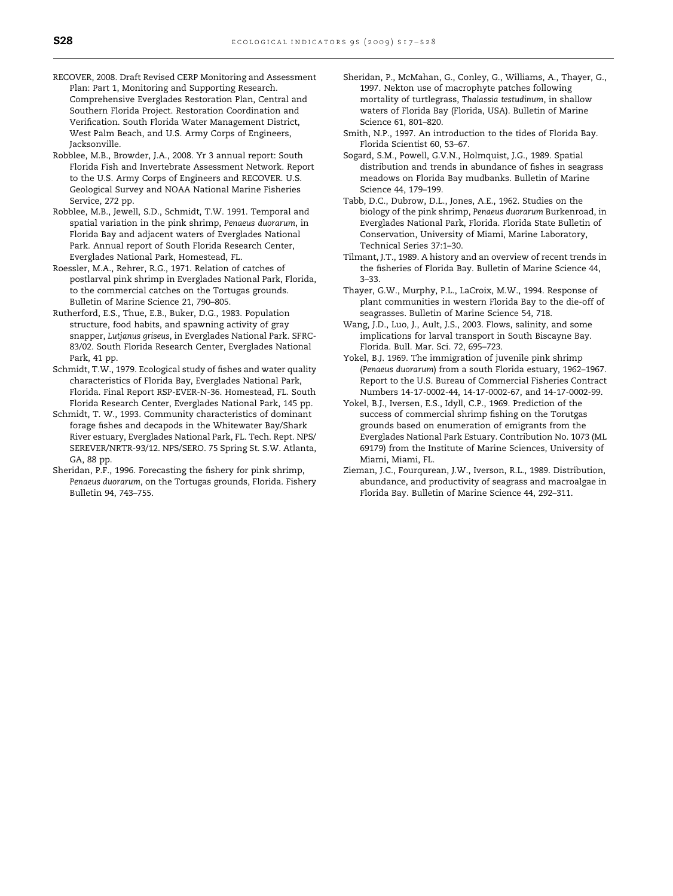RECOVER, 2008. Draft Revised CERP Monitoring and Assessment Plan: Part 1, Monitoring and Supporting Research. Comprehensive Everglades Restoration Plan, Central and Southern Florida Project. Restoration Coordination and Verification. South Florida Water Management District, West Palm Beach, and U.S. Army Corps of Engineers, Jacksonville.

Robblee, M.B., Browder, J.A., 2008. Yr 3 annual report: South Florida Fish and Invertebrate Assessment Network. Report to the U.S. Army Corps of Engineers and RECOVER. U.S. Geological Survey and NOAA National Marine Fisheries Service, 272 pp.

Robblee, M.B., Jewell, S.D., Schmidt, T.W. 1991. Temporal and spatial variation in the pink shrimp, *Penaeus duorarum*, in Florida Bay and adjacent waters of Everglades National Park. Annual report of South Florida Research Center, Everglades National Park, Homestead, FL.

Roessler, M.A., Rehrer, R.G., 1971. Relation of catches of postlarval pink shrimp in Everglades National Park, Florida, to the commercial catches on the Tortugas grounds. Bulletin of Marine Science 21, 790–805.

Rutherford, E.S., Thue, E.B., Buker, D.G., 1983. Population structure, food habits, and spawning activity of gray snapper, *Lutjanus griseus*, in Everglades National Park. SFRC-83/02. South Florida Research Center, Everglades National Park, 41 pp.

Schmidt, T.W., 1979. Ecological study of fishes and water quality characteristics of Florida Bay, Everglades National Park, Florida. Final Report RSP-EVER-N-36. Homestead, FL. South Florida Research Center, Everglades National Park, 145 pp.

Schmidt, T. W., 1993. Community characteristics of dominant forage fishes and decapods in the Whitewater Bay/Shark River estuary, Everglades National Park, FL. Tech. Rept. NPS/SEREVER/NRTR-93/12. NPS/SERO. 75 Spring St. S.W. Atlanta, GA, 88 pp.

Sheridan, P.F., 1996. Forecasting the fishery for pink shrimp, *Penaeus duorarum*, on the Tortugas grounds, Florida. Fishery Bulletin 94, 743–755.

Sheridan, P., McMahan, G., Conley, G., Williams, A., Thayer, G., 1997. Nekton use of macrophyte patches following mortality of turtlegrass, *Thalassia testudinum*, in shallow waters of Florida Bay (Florida, USA). Bulletin of Marine Science 61, 801–820.

Smith, N.P., 1997. An introduction to the tides of Florida Bay. Florida Scientist 60, 53–67.

Sogard, S.M., Powell, G.V.N., Holmquist, J.G., 1989. Spatial distribution and trends in abundance of fishes in seagrass meadows on Florida Bay mudbanks. Bulletin of Marine Science 44, 179–199.

Tabb, D.C., Dubrow, D.L., Jones, A.E., 1962. Studies on the biology of the pink shrimp, *Penaeus duorarum* Burkenroad, in Everglades National Park, Florida. Florida State Bulletin of Conservation, University of Miami, Marine Laboratory, Technical Series 37:1–30.

Tilmant, J.T., 1989. A history and an overview of recent trends in the fisheries of Florida Bay. Bulletin of Marine Science 44, 3–33.

Thayer, G.W., Murphy, P.L., LaCroix, M.W., 1994. Response of plant communities in western Florida Bay to the die-off of seagrasses. Bulletin of Marine Science 54, 718.

Wang, J.D., Luo, J., Ault, J.S., 2003. Flows, salinity, and some implications for larval transport in South Biscayne Bay. Florida. Bull. Mar. Sci. 72, 695–723.

Yokel, B.J. 1969. The immigration of juvenile pink shrimp (*Penaeus duorarum*) from a south Florida estuary, 1962–1967. Report to the U.S. Bureau of Commercial Fisheries Contract Numbers 14-17-0002-44, 14-17-0002-67, and 14-17-0002-99.

Yokel, B.J., Iversen, E.S., Idyll, C.P., 1969. Prediction of the success of commercial shrimp fishing on the Torutgas grounds based on enumeration of emigrants from the Everglades National Park Estuary. Contribution No. 1073 (ML 69179) from the Institute of Marine Sciences, University of Miami, Miami, FL.

Zieman, J.C., Fourqurean, J.W., Iverson, R.L., 1989. Distribution, abundance, and productivity of seagrass and macroalgae in Florida Bay. Bulletin of Marine Science 44, 292–311.